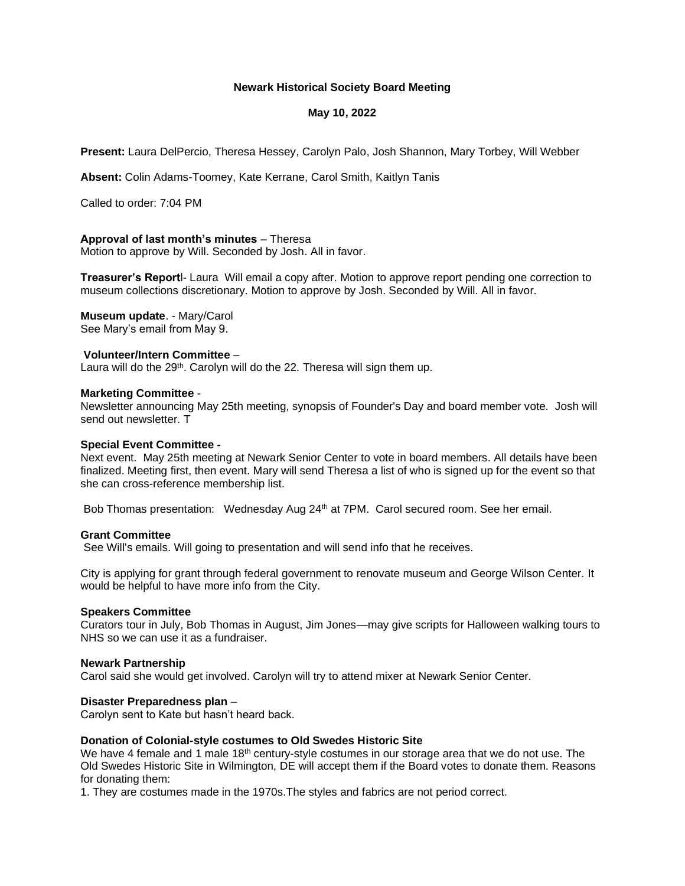**Newark Historical Society Board Meeting**

**May 10, 2022**

**Present:** Laura DelPercio, Theresa Hessey, Carolyn Palo, Josh Shannon, Mary Torbey, Will Webber

**Absent:** Colin Adams-Toomey, Kate Kerrane, Carol Smith, Kaitlyn Tanis

Called to order: 7:04 PM

**Approval of last month's minutes** – Theresa
Motion to approve by Will. Seconded by Josh. All in favor.

**Treasurer's Report**l- Laura Will email a copy after. Motion to approve report pending one correction to museum collections discretionary. Motion to approve by Josh. Seconded by Will. All in favor.

**Museum update**. - Mary/Carol
See Mary's email from May 9.

**Volunteer/Intern Committee** –
Laura will do the 29th. Carolyn will do the 22. Theresa will sign them up.

**Marketing Committee** -
Newsletter announcing May 25th meeting, synopsis of Founder's Day and board member vote. Josh will send out newsletter. T

**Special Event Committee -**
Next event. May 25th meeting at Newark Senior Center to vote in board members. All details have been finalized. Meeting first, then event. Mary will send Theresa a list of who is signed up for the event so that she can cross-reference membership list.

Bob Thomas presentation: Wednesday Aug 24th at 7PM. Carol secured room. See her email.

**Grant Committee**
See Will's emails. Will going to presentation and will send info that he receives.

City is applying for grant through federal government to renovate museum and George Wilson Center. It would be helpful to have more info from the City.

**Speakers Committee**
Curators tour in July, Bob Thomas in August, Jim Jones—may give scripts for Halloween walking tours to NHS so we can use it as a fundraiser.

**Newark Partnership**
Carol said she would get involved. Carolyn will try to attend mixer at Newark Senior Center.

**Disaster Preparedness plan** –
Carolyn sent to Kate but hasn't heard back.

**Donation of Colonial-style costumes to Old Swedes Historic Site**
We have 4 female and 1 male 18th century-style costumes in our storage area that we do not use. The Old Swedes Historic Site in Wilmington, DE will accept them if the Board votes to donate them. Reasons for donating them:

1. They are costumes made in the 1970s.The styles and fabrics are not period correct.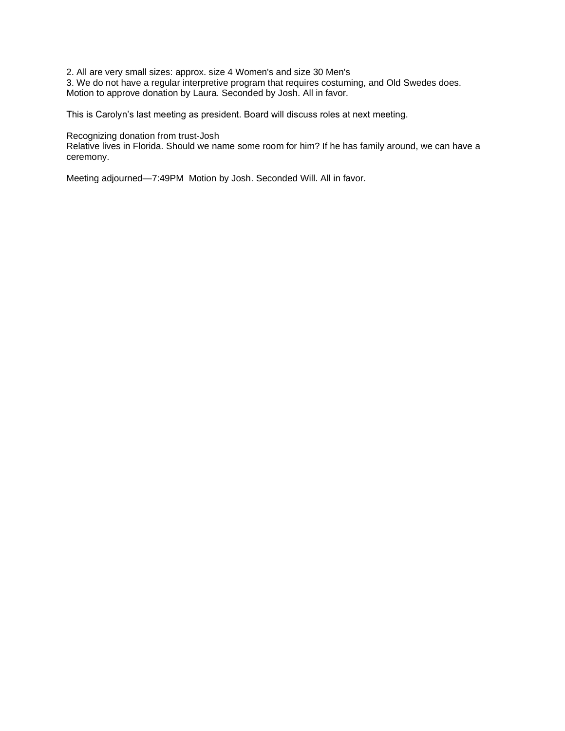2. All are very small sizes: approx. size 4 Women's and size 30 Men's
3. We do not have a regular interpretive program that requires costuming, and Old Swedes does.
Motion to approve donation by Laura. Seconded by Josh. All in favor.

This is Carolyn's last meeting as president. Board will discuss roles at next meeting.

Recognizing donation from trust-Josh
Relative lives in Florida. Should we name some room for him? If he has family around, we can have a ceremony.

Meeting adjourned—7:49PM  Motion by Josh. Seconded Will. All in favor.